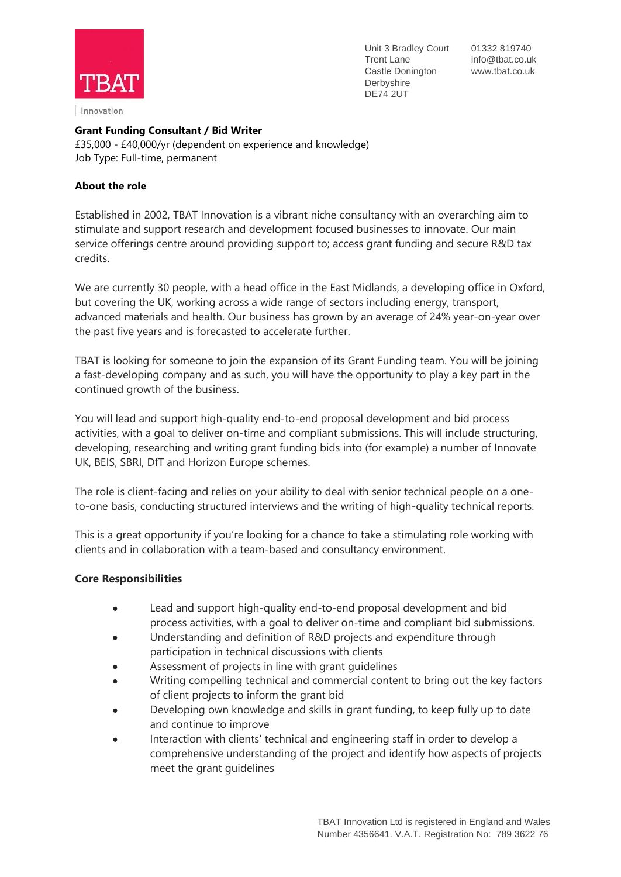TBAT

Innovation

Unit 3 Bradley Court
Trent Lane
Castle Donington
Derbyshire
DE74 2UT

01332 819740
info@tbat.co.uk
www.tbat.co.uk

**Grant Funding Consultant / Bid Writer**
£35,000 - £40,000/yr (dependent on experience and knowledge)
Job Type: Full-time, permanent

**About the role**

Established in 2002, TBAT Innovation is a vibrant niche consultancy with an overarching aim to stimulate and support research and development focused businesses to innovate. Our main service offerings centre around providing support to; access grant funding and secure R&D tax credits.

We are currently 30 people, with a head office in the East Midlands, a developing office in Oxford, but covering the UK, working across a wide range of sectors including energy, transport, advanced materials and health. Our business has grown by an average of 24% year-on-year over the past five years and is forecasted to accelerate further.

TBAT is looking for someone to join the expansion of its Grant Funding team. You will be joining a fast-developing company and as such, you will have the opportunity to play a key part in the continued growth of the business.

You will lead and support high-quality end-to-end proposal development and bid process activities, with a goal to deliver on-time and compliant submissions. This will include structuring, developing, researching and writing grant funding bids into (for example) a number of Innovate UK, BEIS, SBRI, DfT and Horizon Europe schemes.

The role is client-facing and relies on your ability to deal with senior technical people on a one-to-one basis, conducting structured interviews and the writing of high-quality technical reports.

This is a great opportunity if you're looking for a chance to take a stimulating role working with clients and in collaboration with a team-based and consultancy environment.

**Core Responsibilities**

- Lead and support high-quality end-to-end proposal development and bid process activities, with a goal to deliver on-time and compliant bid submissions.
- Understanding and definition of R&D projects and expenditure through participation in technical discussions with clients
- Assessment of projects in line with grant guidelines
- Writing compelling technical and commercial content to bring out the key factors of client projects to inform the grant bid
- Developing own knowledge and skills in grant funding, to keep fully up to date and continue to improve
- Interaction with clients' technical and engineering staff in order to develop a comprehensive understanding of the project and identify how aspects of projects meet the grant guidelines

TBAT Innovation Ltd is registered in England and Wales Number 4356641. V.A.T. Registration No: 789 3622 76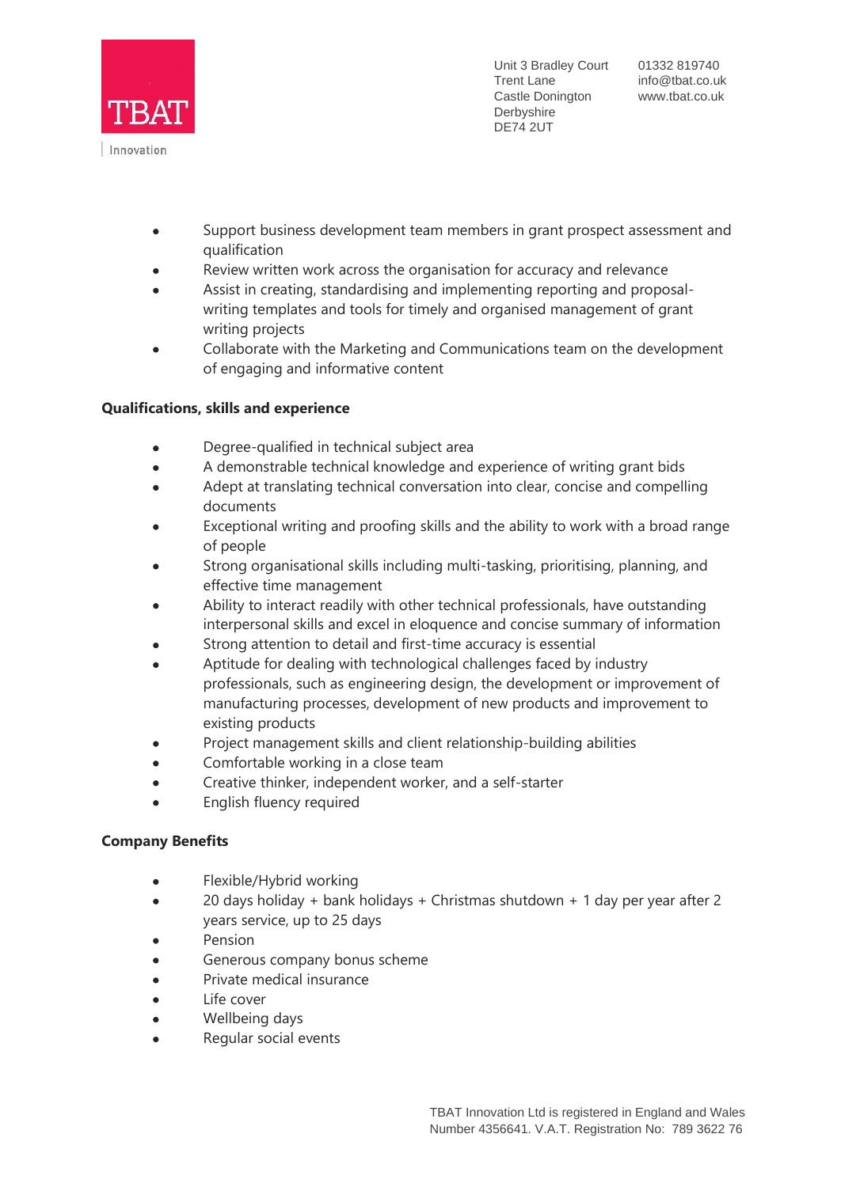- Support business development team members in grant prospect assessment and qualification
- Review written work across the organisation for accuracy and relevance
- Assist in creating, standardising and implementing reporting and proposal-writing templates and tools for timely and organised management of grant writing projects
- Collaborate with the Marketing and Communications team on the development of engaging and informative content

**Qualifications, skills and experience**

- Degree-qualified in technical subject area
- A demonstrable technical knowledge and experience of writing grant bids
- Adept at translating technical conversation into clear, concise and compelling documents
- Exceptional writing and proofing skills and the ability to work with a broad range of people
- Strong organisational skills including multi-tasking, prioritising, planning, and effective time management
- Ability to interact readily with other technical professionals, have outstanding interpersonal skills and excel in eloquence and concise summary of information
- Strong attention to detail and first-time accuracy is essential
- Aptitude for dealing with technological challenges faced by industry professionals, such as engineering design, the development or improvement of manufacturing processes, development of new products and improvement to existing products
- Project management skills and client relationship-building abilities
- Comfortable working in a close team
- Creative thinker, independent worker, and a self-starter
- English fluency required

**Company Benefits**

- Flexible/Hybrid working
- 20 days holiday + bank holidays + Christmas shutdown + 1 day per year after 2 years service, up to 25 days
- Pension
- Generous company bonus scheme
- Private medical insurance
- Life cover
- Wellbeing days
- Regular social events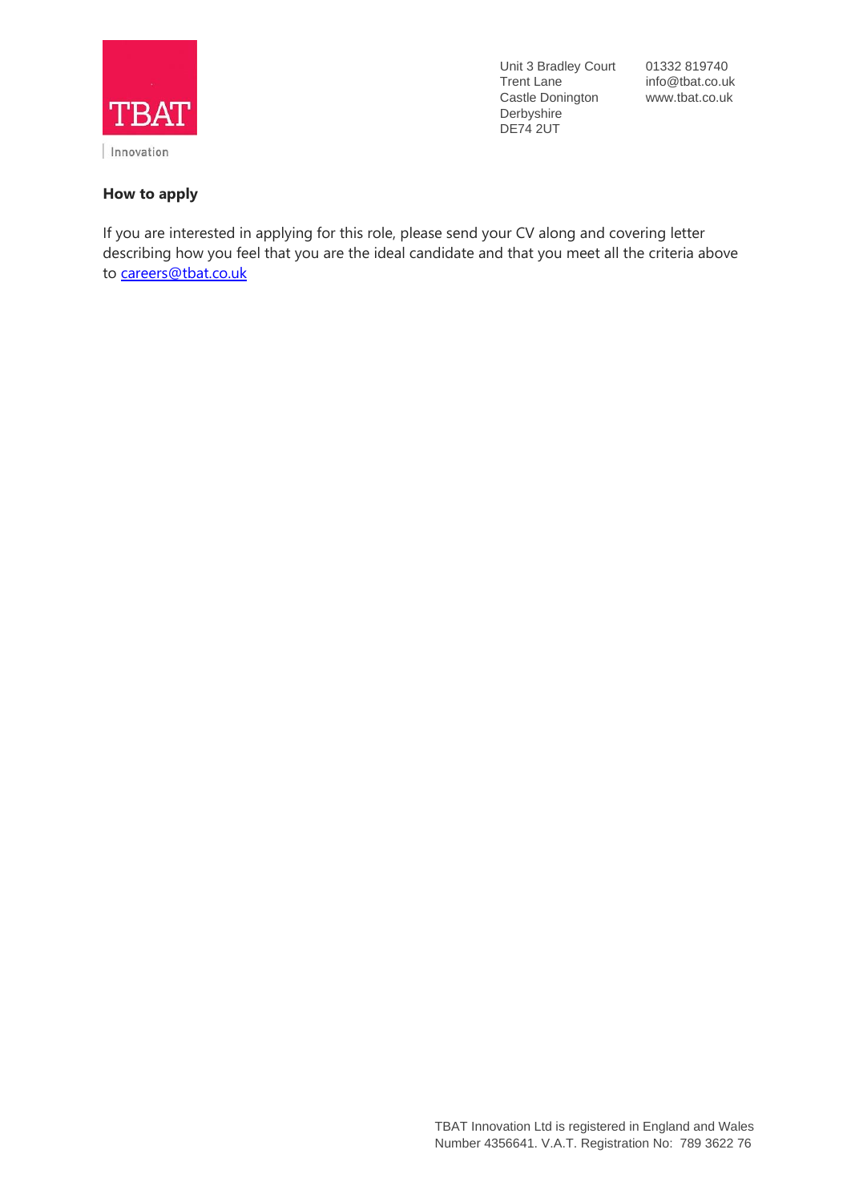## How to apply

If you are interested in applying for this role, please send your CV along and covering letter describing how you feel that you are the ideal candidate and that you meet all the criteria above to careers@tbat.co.uk